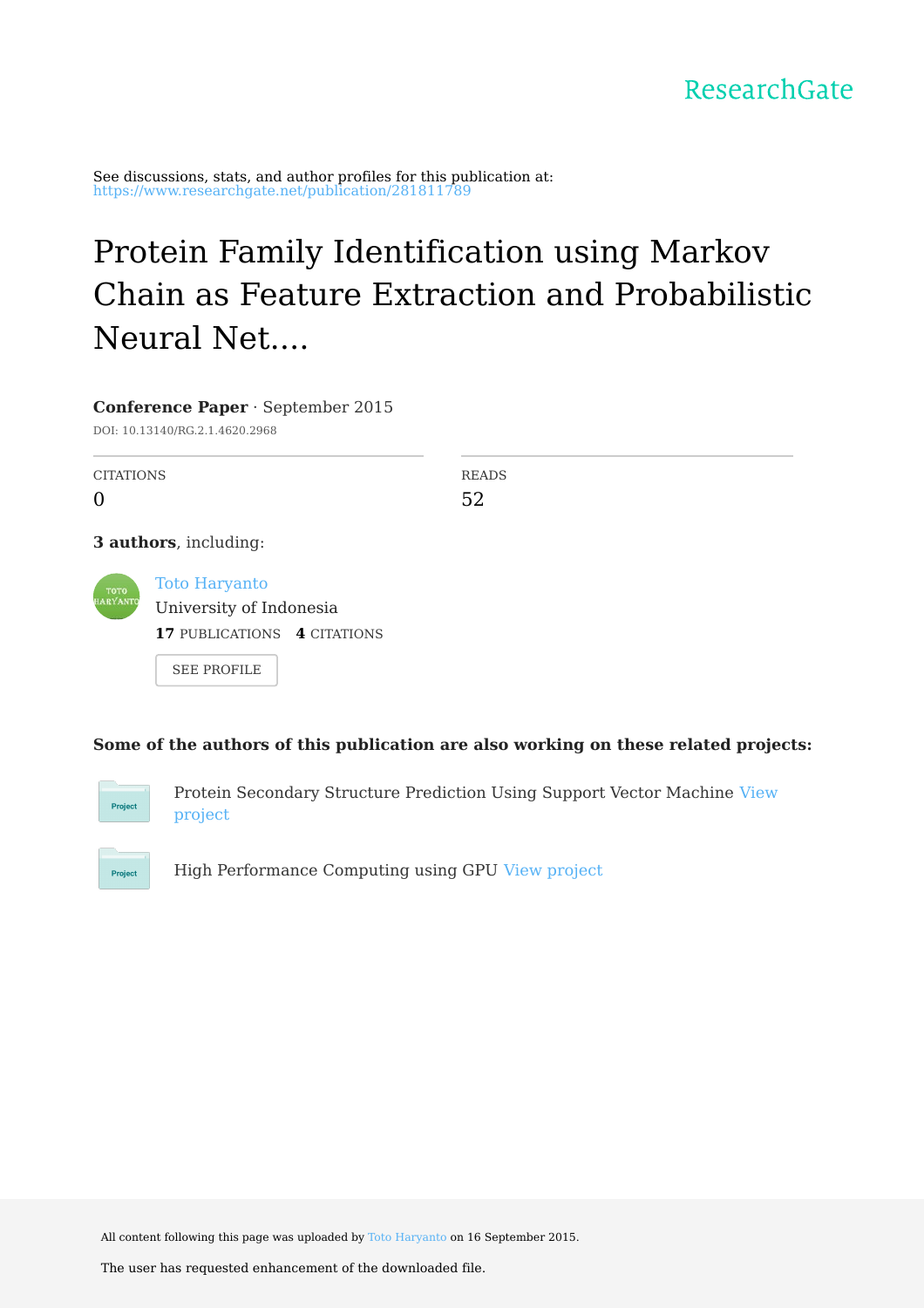ResearchGate

See discussions, stats, and author profiles for this publication at: https://www.researchgate.net/publication/281811789

# Protein Family Identification using Markov Chain as Feature Extraction and Probabilistic Neural Net....

**Conference Paper** · September 2015

DOI: 10.13140/RG.2.1.4620.2968

CITATIONS
0

READS
52

**3 authors**, including:

Toto Haryanto
University of Indonesia
**17** PUBLICATIONS **4** CITATIONS

SEE PROFILE

**Some of the authors of this publication are also working on these related projects:**

Protein Secondary Structure Prediction Using Support Vector Machine View project

High Performance Computing using GPU View project

All content following this page was uploaded by Toto Haryanto on 16 September 2015.

The user has requested enhancement of the downloaded file.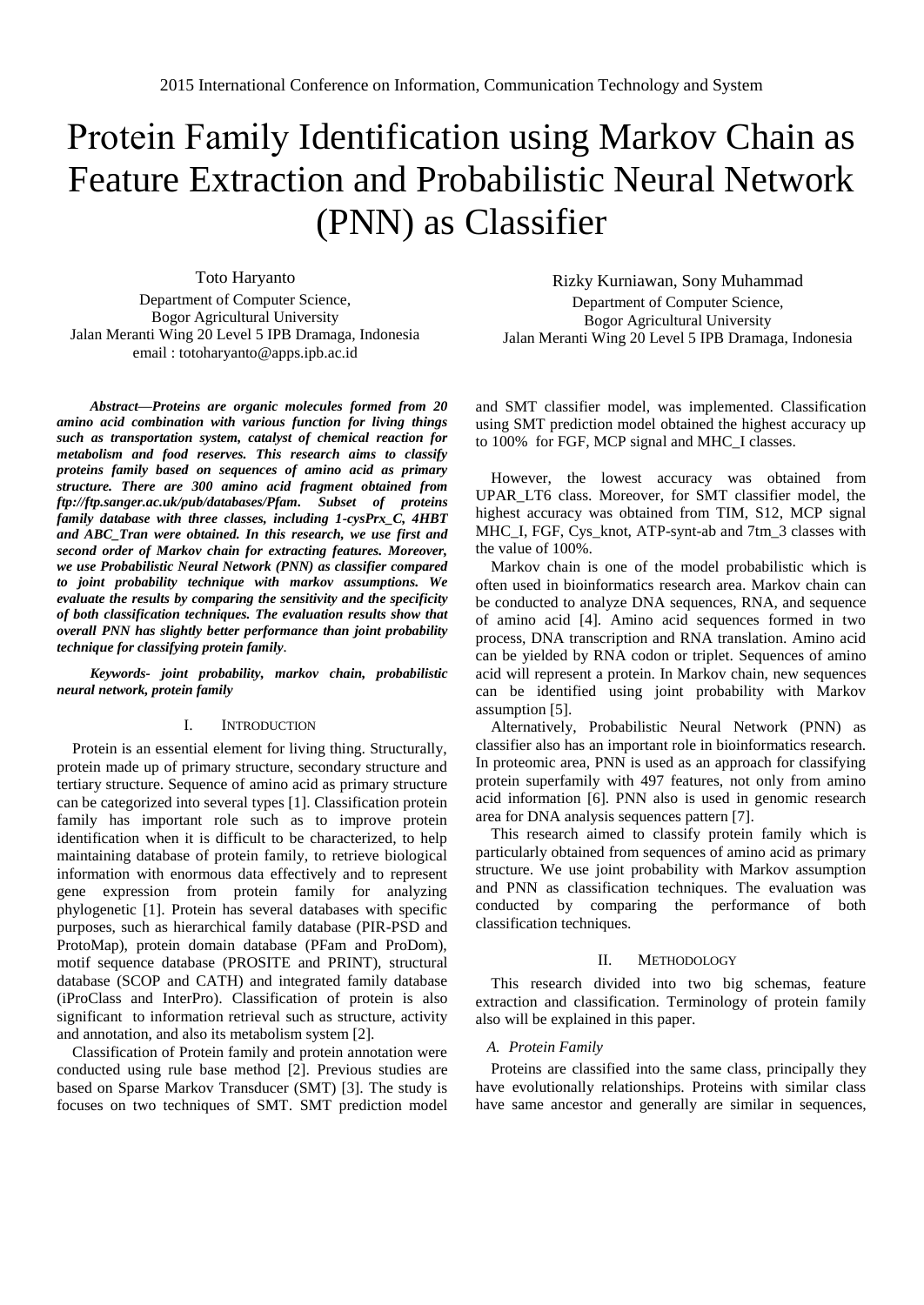2015 International Conference on Information, Communication Technology and System

# Protein Family Identification using Markov Chain as Feature Extraction and Probabilistic Neural Network (PNN) as Classifier

Toto Haryanto
Department of Computer Science,
Bogor Agricultural University
Jalan Meranti Wing 20 Level 5 IPB Dramaga, Indonesia
email : totoharyanto@apps.ipb.ac.id

Rizky Kurniawan, Sony Muhammad
Department of Computer Science,
Bogor Agricultural University
Jalan Meranti Wing 20 Level 5 IPB Dramaga, Indonesia

***Abstract*—*Proteins are organic molecules formed from 20 amino acid combination with various function for living things such as transportation system, catalyst of chemical reaction for metabolism and food reserves. This research aims to classify proteins family based on sequences of amino acid as primary structure. There are 300 amino acid fragment obtained from ftp://ftp.sanger.ac.uk/pub/databases/Pfam. Subset of proteins family database with three classes, including 1-cysPrx_C, 4HBT and ABC_Tran were obtained. In this research, we use first and second order of Markov chain for extracting features. Moreover, we use Probabilistic Neural Network (PNN) as classifier compared to joint probability technique with markov assumptions. We evaluate the results by comparing the sensitivity and the specificity of both classification techniques. The evaluation results show that overall PNN has slightly better performance than joint probability technique for classifying protein family.***

***Keywords- joint probability, markov chain, probabilistic neural network, protein family***

## I. Introduction

Protein is an essential element for living thing. Structurally, protein made up of primary structure, secondary structure and tertiary structure. Sequence of amino acid as primary structure can be categorized into several types [1]. Classification protein family has important role such as to improve protein identification when it is difficult to be characterized, to help maintaining database of protein family, to retrieve biological information with enormous data effectively and to represent gene expression from protein family for analyzing phylogenetic [1]. Protein has several databases with specific purposes, such as hierarchical family database (PIR-PSD and ProtoMap), protein domain database (PFam and ProDom), motif sequence database (PROSITE and PRINT), structural database (SCOP and CATH) and integrated family database (iProClass and InterPro). Classification of protein is also significant to information retrieval such as structure, activity and annotation, and also its metabolism system [2].

Classification of Protein family and protein annotation were conducted using rule base method [2]. Previous studies are based on Sparse Markov Transducer (SMT) [3]. The study is focuses on two techniques of SMT. SMT prediction model and SMT classifier model, was implemented. Classification using SMT prediction model obtained the highest accuracy up to 100% for FGF, MCP signal and MHC_I classes.

However, the lowest accuracy was obtained from UPAR_LT6 class. Moreover, for SMT classifier model, the highest accuracy was obtained from TIM, S12, MCP signal MHC_I, FGF, Cys_knot, ATP-synt-ab and 7tm_3 classes with the value of 100%.

Markov chain is one of the model probabilistic which is often used in bioinformatics research area. Markov chain can be conducted to analyze DNA sequences, RNA, and sequence of amino acid [4]. Amino acid sequences formed in two process, DNA transcription and RNA translation. Amino acid can be yielded by RNA codon or triplet. Sequences of amino acid will represent a protein. In Markov chain, new sequences can be identified using joint probability with Markov assumption [5].

Alternatively, Probabilistic Neural Network (PNN) as classifier also has an important role in bioinformatics research. In proteomic area, PNN is used as an approach for classifying protein superfamily with 497 features, not only from amino acid information [6]. PNN also is used in genomic research area for DNA analysis sequences pattern [7].

This research aimed to classify protein family which is particularly obtained from sequences of amino acid as primary structure. We use joint probability with Markov assumption and PNN as classification techniques. The evaluation was conducted by comparing the performance of both classification techniques.

## II. Methodology

This research divided into two big schemas, feature extraction and classification. Terminology of protein family also will be explained in this paper.

### *A. Protein Family*

Proteins are classified into the same class, principally they have evolutionally relationships. Proteins with similar class have same ancestor and generally are similar in sequences,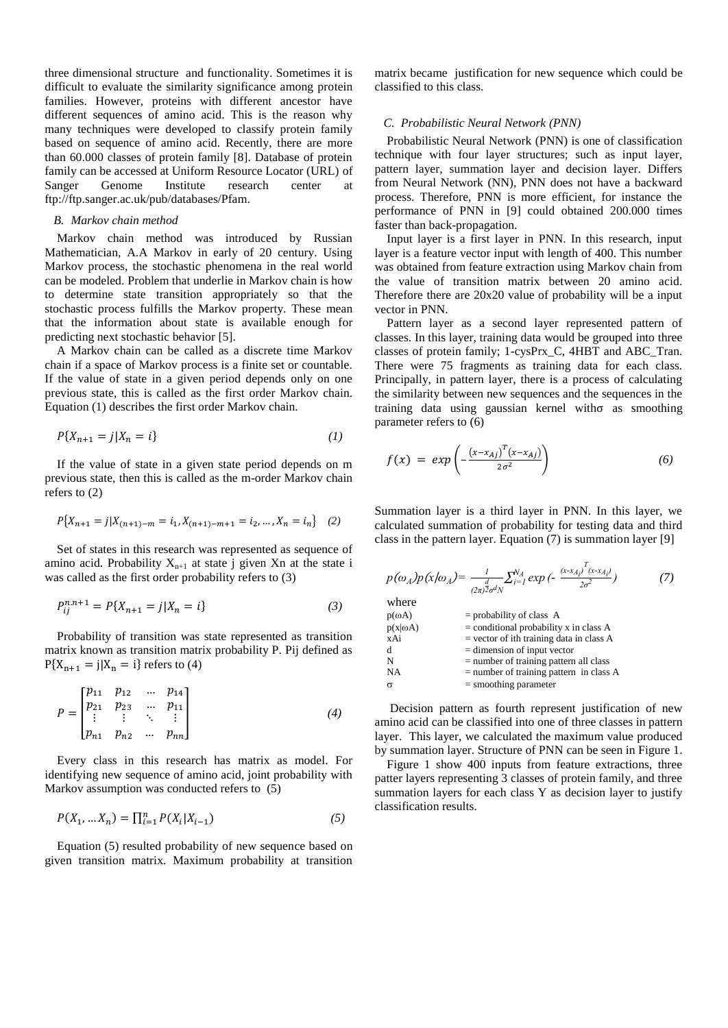three dimensional structure and functionality. Sometimes it is difficult to evaluate the similarity significance among protein families. However, proteins with different ancestor have different sequences of amino acid. This is the reason why many techniques were developed to classify protein family based on sequence of amino acid. Recently, there are more than 60.000 classes of protein family [8]. Database of protein family can be accessed at Uniform Resource Locator (URL) of Sanger Genome Institute research center at ftp://ftp.sanger.ac.uk/pub/databases/Pfam.

### *B. Markov chain method*

Markov chain method was introduced by Russian Mathematician, A.A Markov in early of 20 century. Using Markov process, the stochastic phenomena in the real world can be modeled. Problem that underlie in Markov chain is how to determine state transition appropriately so that the stochastic process fulfills the Markov property. These mean that the information about state is available enough for predicting next stochastic behavior [5].

A Markov chain can be called as a discrete time Markov chain if a space of Markov process is a finite set or countable. If the value of state in a given period depends only on one previous state, this is called as the first order Markov chain. Equation (1) describes the first order Markov chain.

$$P\{X_{n+1} = j | X_n = i\} \tag{1}$$

If the value of state in a given state period depends on m previous state, then this is called as the m-order Markov chain refers to (2)

$$P\{X_{n+1} = j | X_{(n+1)-m} = i_1, X_{(n+1)-m+1} = i_2, \dots, X_n = i_n\} \tag{2}$$

Set of states in this research was represented as sequence of amino acid. Probability $X_{n+1}$ at state j given Xn at the state i was called as the first order probability refers to (3)

$$P_{ij}^{n.n+1} = P\{X_{n+1} = j | X_n = i\} \tag{3}$$

Probability of transition was state represented as transition matrix known as transition matrix probability P. Pij defined as $P\{X_{n+1} = j | X_n = i\}$ refers to (4)

$$P = \begin{bmatrix} p_{11} & p_{12} & \dots & p_{14} \\ p_{21} & p_{23} & \dots & p_{11} \\ \vdots & \vdots & \ddots & \vdots \\ p_{n1} & p_{n2} & \dots & p_{nn} \end{bmatrix} \tag{4}$$

Every class in this research has matrix as model. For identifying new sequence of amino acid, joint probability with Markov assumption was conducted refers to (5)

$$P(X_1, \dots X_n) = \prod_{i=1}^{n} P(X_i | X_{i-1}) \tag{5}$$

Equation (5) resulted probability of new sequence based on given transition matrix. Maximum probability at transition matrix became justification for new sequence which could be classified to this class.

### *C. Probabilistic Neural Network (PNN)*

Probabilistic Neural Network (PNN) is one of classification technique with four layer structures; such as input layer, pattern layer, summation layer and decision layer. Differs from Neural Network (NN), PNN does not have a backward process. Therefore, PNN is more efficient, for instance the performance of PNN in [9] could obtained 200.000 times faster than back-propagation.

Input layer is a first layer in PNN. In this research, input layer is a feature vector input with length of 400. This number was obtained from feature extraction using Markov chain from the value of transition matrix between 20 amino acid. Therefore there are 20x20 value of probability will be a input vector in PNN.

Pattern layer as a second layer represented pattern of classes. In this layer, training data would be grouped into three classes of protein family; 1-cysPrx_C, 4HBT and ABC_Tran. There were 75 fragments as training data for each class. Principally, in pattern layer, there is a process of calculating the similarity between new sequences and the sequences in the training data using gaussian kernel with$\sigma$ as smoothing parameter refers to (6)

$$f(x) = exp\left(-\frac{(x - x_{Aj})^T (x - x_{Aj})}{2\sigma^2}\right) \tag{6}$$

Summation layer is a third layer in PNN. In this layer, we calculated summation of probability for testing data and third class in the pattern layer. Equation (7) is summation layer [9]

$$p(\omega_A)p(x|\omega_A) = \frac{1}{(2\pi)^{\frac{d}{2}}\sigma^d N} \sum_{i=1}^{N_A} exp\left(-\frac{(x - x_{A_i})^T (x - x_{A_i})}{2\sigma^2}\right) \tag{7}$$

where

| | |
|---|---|
| p(ωA) | = probability of class A |
| p(x\|ωA) | = conditional probability x in class A |
| xAi | = vector of ith training data in class A |
| d | = dimension of input vector |
| N | = number of training pattern all class |
| NA | = number of training pattern in class A |
| σ | = smoothing parameter |

Decision pattern as fourth represent justification of new amino acid can be classified into one of three classes in pattern layer. This layer, we calculated the maximum value produced by summation layer. Structure of PNN can be seen in Figure 1.

Figure 1 show 400 inputs from feature extractions, three patter layers representing 3 classes of protein family, and three summation layers for each class Y as decision layer to justify classification results.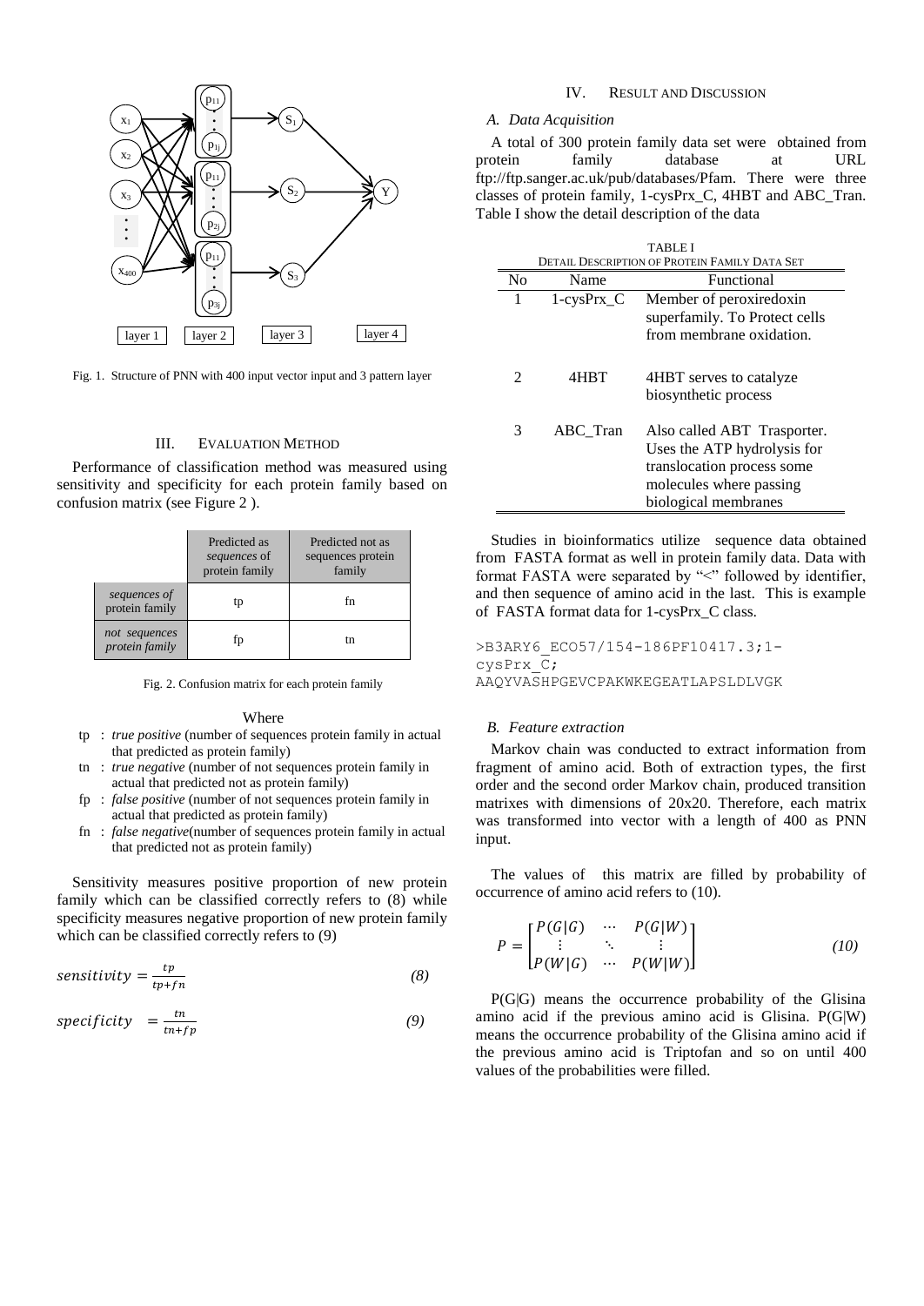Fig. 1. Structure of PNN with 400 input vector input and 3 pattern layer

## III. EVALUATION METHOD

Performance of classification method was measured using sensitivity and specificity for each protein family based on confusion matrix (see Figure 2 ).

| | Predicted as *sequences* of protein family | Predicted not as sequences protein family |
|---|---|---|
| *sequences of protein family* | tp | fn |
| *not sequences protein family* | fp | tn |

Fig. 2. Confusion matrix for each protein family

Where

- tp : *true positive* (number of sequences protein family in actual that predicted as protein family)
- tn : *true negative* (number of not sequences protein family in actual that predicted not as protein family)
- fp : *false positive* (number of not sequences protein family in actual that predicted as protein family)
- fn : *false negative*(number of sequences protein family in actual that predicted not as protein family)

Sensitivity measures positive proportion of new protein family which can be classified correctly refers to (8) while specificity measures negative proportion of new protein family which can be classified correctly refers to (9)

$$sensitivity = \frac{tp}{tp+fn} \tag{8}$$

$$specificity = \frac{tn}{tn+fp} \tag{9}$$

## IV. RESULT AND DISCUSSION

### A. Data Acquisition

A total of 300 protein family data set were obtained from protein family database at URL ftp://ftp.sanger.ac.uk/pub/databases/Pfam. There were three classes of protein family, 1-cysPrx_C, 4HBT and ABC_Tran. Table I show the detail description of the data

TABLE I
DETAIL DESCRIPTION OF PROTEIN FAMILY DATA SET

| No | Name | Functional |
|---|---|---|
| 1 | 1-cysPrx_C | Member of peroxiredoxin superfamily. To Protect cells from membrane oxidation. |
| 2 | 4HBT | 4HBT serves to catalyze biosynthetic process |
| 3 | ABC_Tran | Also called ABT Trasporter. Uses the ATP hydrolysis for translocation process some molecules where passing biological membranes |

Studies in bioinformatics utilize sequence data obtained from FASTA format as well in protein family data. Data with format FASTA were separated by "<" followed by identifier, and then sequence of amino acid in the last. This is example of FASTA format data for 1-cysPrx_C class.

```
>B3ARY6_ECO57/154-186PF10417.3;1-cysPrx_C;
AAQYVASHPGEVCPAKWKEGEATLAPSLDLVGK
```

### B. Feature extraction

Markov chain was conducted to extract information from fragment of amino acid. Both of extraction types, the first order and the second order Markov chain, produced transition matrixes with dimensions of 20x20. Therefore, each matrix was transformed into vector with a length of 400 as PNN input.

The values of this matrix are filled by probability of occurrence of amino acid refers to (10).

$$P = \begin{bmatrix} P(G|G) & \cdots & P(G|W) \\ \vdots & \ddots & \vdots \\ P(W|G) & \cdots & P(W|W) \end{bmatrix} \tag{10}$$

P(G|G) means the occurrence probability of the Glisina amino acid if the previous amino acid is Glisina. P(G|W) means the occurrence probability of the Glisina amino acid if the previous amino acid is Triptofan and so on until 400 values of the probabilities were filled.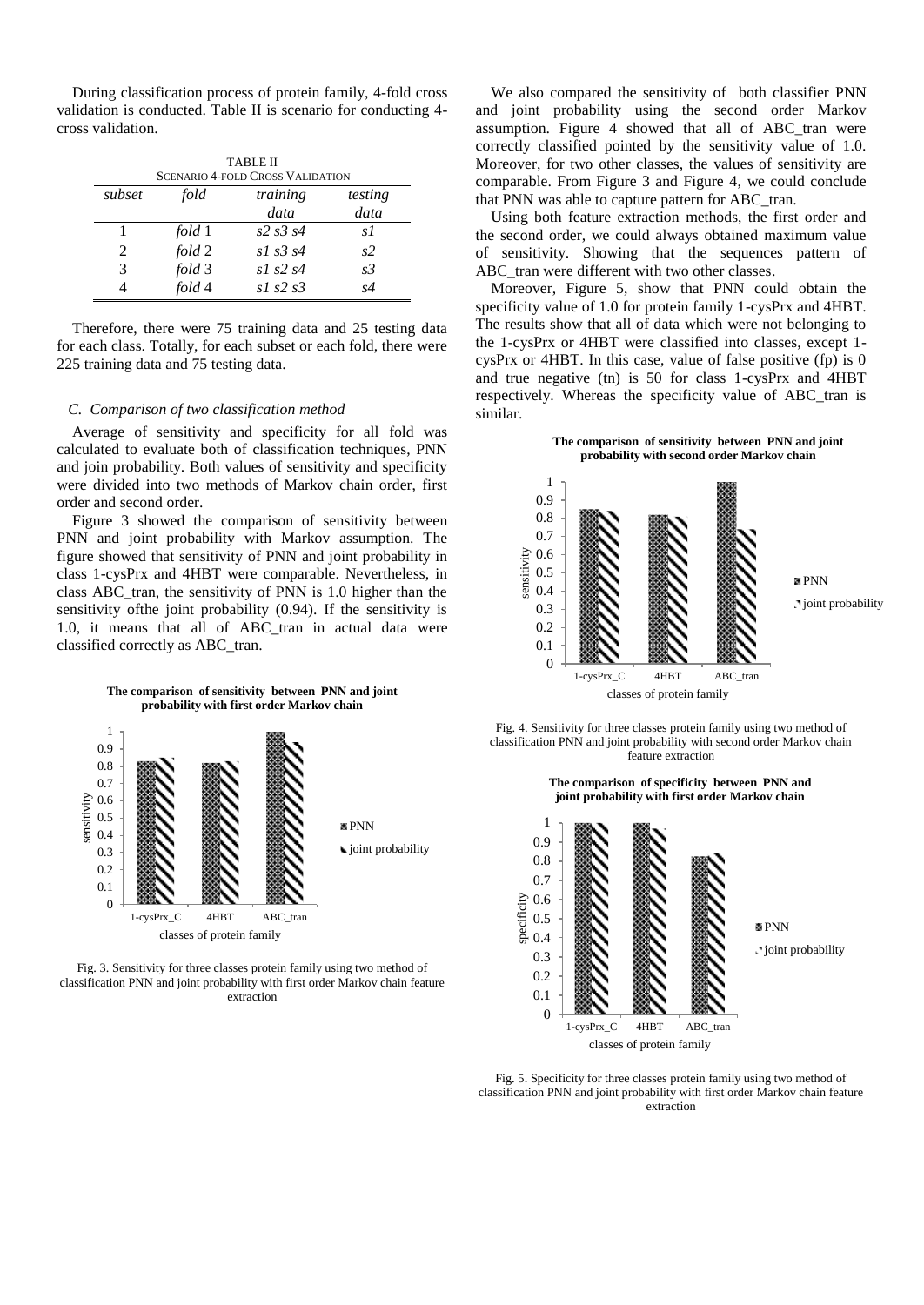During classification process of protein family, 4-fold cross validation is conducted. Table II is scenario for conducting 4-cross validation.

TABLE II
SCENARIO 4-FOLD CROSS VALIDATION

| subset | fold | training data | testing data |
|---|---|---|---|
| 1 | *fold* 1 | *s2 s3 s4* | *s1* |
| 2 | *fold* 2 | *s1 s3 s4* | *s2* |
| 3 | *fold* 3 | *s1 s2 s4* | *s3* |
| 4 | *fold* 4 | *s1 s2 s3* | *s4* |

Therefore, there were 75 training data and 25 testing data for each class. Totally, for each subset or each fold, there were 225 training data and 75 testing data.

### *C. Comparison of two classification method*

Average of sensitivity and specificity for all fold was calculated to evaluate both of classification techniques, PNN and join probability. Both values of sensitivity and specificity were divided into two methods of Markov chain order, first order and second order.

Figure 3 showed the comparison of sensitivity between PNN and joint probability with Markov assumption. The figure showed that sensitivity of PNN and joint probability in class 1-cysPrx and 4HBT were comparable. Nevertheless, in class ABC_tran, the sensitivity of PNN is 1.0 higher than the sensitivity ofthe joint probability (0.94). If the sensitivity is 1.0, it means that all of ABC_tran in actual data were classified correctly as ABC_tran.

Fig. 3. Sensitivity for three classes protein family using two method of classification PNN and joint probability with first order Markov chain feature extraction

We also compared the sensitivity of both classifier PNN and joint probability using the second order Markov assumption. Figure 4 showed that all of ABC_tran were correctly classified pointed by the sensitivity value of 1.0. Moreover, for two other classes, the values of sensitivity are comparable. From Figure 3 and Figure 4, we could conclude that PNN was able to capture pattern for ABC_tran.

Using both feature extraction methods, the first order and the second order, we could always obtained maximum value of sensitivity. Showing that the sequences pattern of ABC_tran were different with two other classes.

Moreover, Figure 5, show that PNN could obtain the specificity value of 1.0 for protein family 1-cysPrx and 4HBT. The results show that all of data which were not belonging to the 1-cysPrx or 4HBT were classified into classes, except 1-cysPrx or 4HBT. In this case, value of false positive (fp) is 0 and true negative (tn) is 50 for class 1-cysPrx and 4HBT respectively. Whereas the specificity value of ABC_tran is similar.

Fig. 4. Sensitivity for three classes protein family using two method of classification PNN and joint probability with second order Markov chain feature extraction

Fig. 5. Specificity for three classes protein family using two method of classification PNN and joint probability with first order Markov chain feature extraction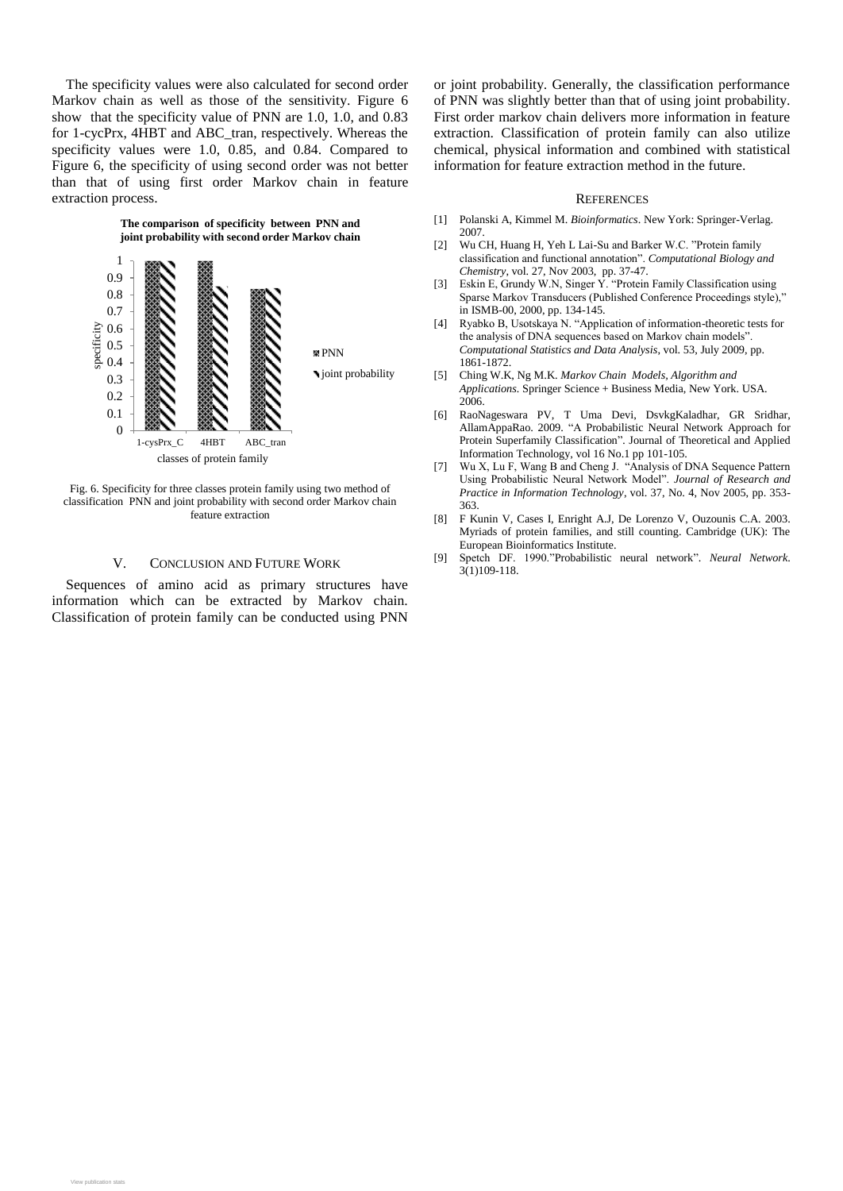The specificity values were also calculated for second order Markov chain as well as those of the sensitivity. Figure 6 show that the specificity value of PNN are 1.0, 1.0, and 0.83 for 1-cycPrx, 4HBT and ABC_tran, respectively. Whereas the specificity values were 1.0, 0.85, and 0.84. Compared to Figure 6, the specificity of using second order was not better than that of using first order Markov chain in feature extraction process.

**The comparison of specificity between PNN and joint probability with second order Markov chain**

specificity

1
0.9
0.8
0.7
0.6
0.5
0.4
0.3
0.2
0.1
0

1-cysPrx_C
4HBT
ABC_tran

classes of protein family

PNN
joint probability

Fig. 6. Specificity for three classes protein family using two method of classification PNN and joint probability with second order Markov chain feature extraction

## V. Conclusion and Future Work

Sequences of amino acid as primary structures have information which can be extracted by Markov chain. Classification of protein family can be conducted using PNN or joint probability. Generally, the classification performance of PNN was slightly better than that of using joint probability. First order markov chain delivers more information in feature extraction. Classification of protein family can also utilize chemical, physical information and combined with statistical information for feature extraction method in the future.

## References

[1] Polanski A, Kimmel M. *Bioinformatics*. New York: Springer-Verlag. 2007.

[2] Wu CH, Huang H, Yeh L Lai-Su and Barker W.C. "Protein family classification and functional annotation". *Computational Biology and Chemistry*, vol. 27, Nov 2003, pp. 37-47.

[3] Eskin E, Grundy W.N, Singer Y. "Protein Family Classification using Sparse Markov Transducers (Published Conference Proceedings style)," in ISMB-00, 2000, pp. 134-145.

[4] Ryabko B, Usotskaya N. "Application of information-theoretic tests for the analysis of DNA sequences based on Markov chain models". *Computational Statistics and Data Analysis*, vol. 53, July 2009, pp. 1861-1872.

[5] Ching W.K, Ng M.K. *Markov Chain Models, Algorithm and Applications*. Springer Science + Business Media, New York. USA. 2006.

[6] RaoNageswara PV, T Uma Devi, DsvkgKaladhar, GR Sridhar, AllamAppaRao. 2009. "A Probabilistic Neural Network Approach for Protein Superfamily Classification". Journal of Theoretical and Applied Information Technology, vol 16 No.1 pp 101-105.

[7] Wu X, Lu F, Wang B and Cheng J. "Analysis of DNA Sequence Pattern Using Probabilistic Neural Network Model". *Journal of Research and Practice in Information Technology*, vol. 37, No. 4, Nov 2005, pp. 353-363.

[8] F Kunin V, Cases I, Enright A.J, De Lorenzo V, Ouzounis C.A. 2003. Myriads of protein families, and still counting. Cambridge (UK): The European Bioinformatics Institute.

[9] Spetch DF. 1990."Probabilistic neural network". *Neural Network*. 3(1)109-118.